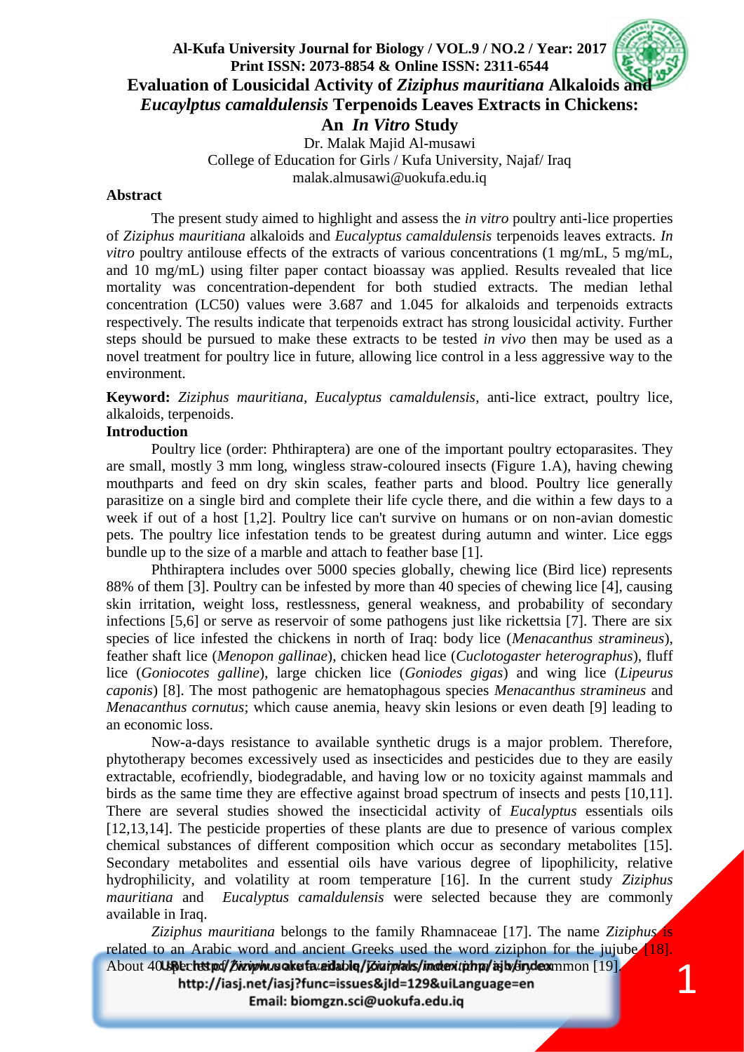# Evaluation of Lousicidal Activity of *Ziziphus mauritiana* Alkaloids and *Eucaylptus camaldulensis* Terpenoids Leaves Extracts in Chickens: An *In Vitro* Study

Dr. Malak Majid Al-musawi
College of Education for Girls / Kufa University, Najaf/ Iraq
malak.almusawi@uokufa.edu.iq

## Abstract

The present study aimed to highlight and assess the *in vitro* poultry anti-lice properties of *Ziziphus mauritiana* alkaloids and *Eucalyptus camaldulensis* terpenoids leaves extracts. *In vitro* poultry antilouse effects of the extracts of various concentrations (1 mg/mL, 5 mg/mL, and 10 mg/mL) using filter paper contact bioassay was applied. Results revealed that lice mortality was concentration-dependent for both studied extracts. The median lethal concentration (LC50) values were 3.687 and 1.045 for alkaloids and terpenoids extracts respectively. The results indicate that terpenoids extract has strong lousicidal activity. Further steps should be pursued to make these extracts to be tested *in vivo* then may be used as a novel treatment for poultry lice in future, allowing lice control in a less aggressive way to the environment.

**Keyword:** *Ziziphus mauritiana*, *Eucalyptus camaldulensis*, anti-lice extract, poultry lice, alkaloids, terpenoids.

## Introduction

Poultry lice (order: Phthiraptera) are one of the important poultry ectoparasites. They are small, mostly 3 mm long, wingless straw-coloured insects (Figure 1.A), having chewing mouthparts and feed on dry skin scales, feather parts and blood. Poultry lice generally parasitize on a single bird and complete their life cycle there, and die within a few days to a week if out of a host [1,2]. Poultry lice can't survive on humans or on non-avian domestic pets. The poultry lice infestation tends to be greatest during autumn and winter. Lice eggs bundle up to the size of a marble and attach to feather base [1].

Phthiraptera includes over 5000 species globally, chewing lice (Bird lice) represents 88% of them [3]. Poultry can be infested by more than 40 species of chewing lice [4], causing skin irritation, weight loss, restlessness, general weakness, and probability of secondary infections [5,6] or serve as reservoir of some pathogens just like rickettsia [7]. There are six species of lice infested the chickens in north of Iraq: body lice (*Menacanthus stramineus*), feather shaft lice (*Menopon gallinae*), chicken head lice (*Cuclotogaster heterographus*), fluff lice (*Goniocotes galline*), large chicken lice (*Goniodes gigas*) and wing lice (*Lipeurus caponis*) [8]. The most pathogenic are hematophagous species *Menacanthus stramineus* and *Menacanthus cornutus*; which cause anemia, heavy skin lesions or even death [9] leading to an economic loss.

Now-a-days resistance to available synthetic drugs is a major problem. Therefore, phytotherapy becomes excessively used as insecticides and pesticides due to they are easily extractable, ecofriendly, biodegradable, and having low or no toxicity against mammals and birds as the same time they are effective against broad spectrum of insects and pests [10,11]. There are several studies showed the insecticidal activity of *Eucalyptus* essentials oils [12,13,14]. The pesticide properties of these plants are due to presence of various complex chemical substances of different composition which occur as secondary metabolites [15]. Secondary metabolites and essential oils have various degree of lipophilicity, relative hydrophilicity, and volatility at room temperature [16]. In the current study *Ziziphus mauritiana* and *Eucalyptus camaldulensis* were selected because they are commonly available in Iraq.

*Ziziphus mauritiana* belongs to the family Rhamnaceae [17]. The name *Ziziphus* is related to an Arabic word and ancient Greeks used the word ziziphon for the jujube [18]. About 40 species of *Ziziphus* are available, *Ziziphus mauritiana* is very common [19].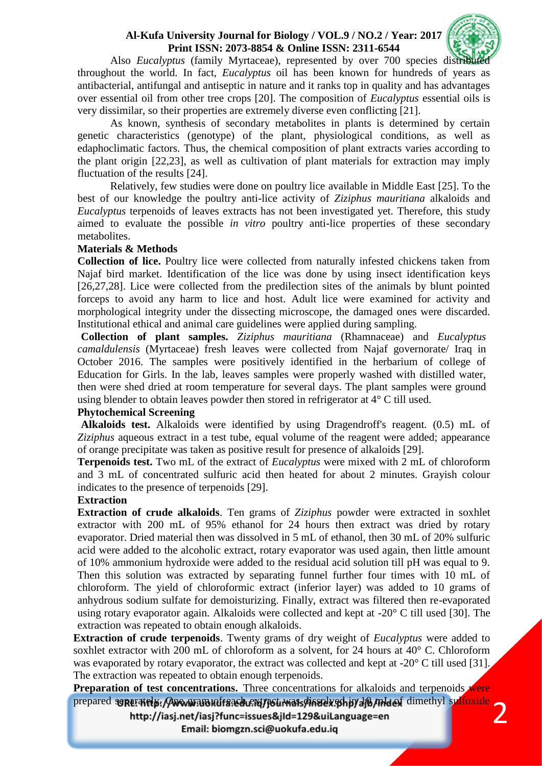Also *Eucalyptus* (family Myrtaceae), represented by over 700 species distributed throughout the world. In fact, *Eucalyptus* oil has been known for hundreds of years as antibacterial, antifungal and antiseptic in nature and it ranks top in quality and has advantages over essential oil from other tree crops [20]. The composition of *Eucalyptus* essential oils is very dissimilar, so their properties are extremely diverse even conflicting [21].

As known, synthesis of secondary metabolites in plants is determined by certain genetic characteristics (genotype) of the plant, physiological conditions, as well as edaphoclimatic factors. Thus, the chemical composition of plant extracts varies according to the plant origin [22,23], as well as cultivation of plant materials for extraction may imply fluctuation of the results [24].

Relatively, few studies were done on poultry lice available in Middle East [25]. To the best of our knowledge the poultry anti-lice activity of *Ziziphus mauritiana* alkaloids and *Eucalyptus* terpenoids of leaves extracts has not been investigated yet. Therefore, this study aimed to evaluate the possible *in vitro* poultry anti-lice properties of these secondary metabolites.

## Materials & Methods

**Collection of lice.** Poultry lice were collected from naturally infested chickens taken from Najaf bird market. Identification of the lice was done by using insect identification keys [26,27,28]. Lice were collected from the predilection sites of the animals by blunt pointed forceps to avoid any harm to lice and host. Adult lice were examined for activity and morphological integrity under the dissecting microscope, the damaged ones were discarded. Institutional ethical and animal care guidelines were applied during sampling.

**Collection of plant samples.** *Ziziphus mauritiana* (Rhamnaceae) and *Eucalyptus camaldulensis* (Myrtaceae) fresh leaves were collected from Najaf governorate/ Iraq in October 2016. The samples were positively identified in the herbarium of college of Education for Girls. In the lab, leaves samples were properly washed with distilled water, then were shed dried at room temperature for several days. The plant samples were ground using blender to obtain leaves powder then stored in refrigerator at 4° C till used.

### Phytochemical Screening

**Alkaloids test.** Alkaloids were identified by using Dragendroff's reagent. (0.5) mL of *Ziziphus* aqueous extract in a test tube, equal volume of the reagent were added; appearance of orange precipitate was taken as positive result for presence of alkaloids [29].

**Terpenoids test.** Two mL of the extract of *Eucalyptus* were mixed with 2 mL of chloroform and 3 mL of concentrated sulfuric acid then heated for about 2 minutes. Grayish colour indicates to the presence of terpenoids [29].

### Extraction

**Extraction of crude alkaloids**. Ten grams of *Ziziphus* powder were extracted in soxhlet extractor with 200 mL of 95% ethanol for 24 hours then extract was dried by rotary evaporator. Dried material then was dissolved in 5 mL of ethanol, then 30 mL of 20% sulfuric acid were added to the alcoholic extract, rotary evaporator was used again, then little amount of 10% ammonium hydroxide were added to the residual acid solution till pH was equal to 9. Then this solution was extracted by separating funnel further four times with 10 mL of chloroform. The yield of chloroformic extract (inferior layer) was added to 10 grams of anhydrous sodium sulfate for demoisturizing. Finally, extract was filtered then re-evaporated using rotary evaporator again. Alkaloids were collected and kept at -20° C till used [30]. The extraction was repeated to obtain enough alkaloids.

**Extraction of crude terpenoids**. Twenty grams of dry weight of *Eucalyptus* were added to soxhlet extractor with 200 mL of chloroform as a solvent, for 24 hours at 40° C. Chloroform was evaporated by rotary evaporator, the extract was collected and kept at -20° C till used [31]. The extraction was repeated to obtain enough terpenoids.

**Preparation of test concentrations.** Three concentrations for alkaloids and terpenoids were prepared separately. One gram of each extract was dissolved in 10 mL of dimethyl sulfoxide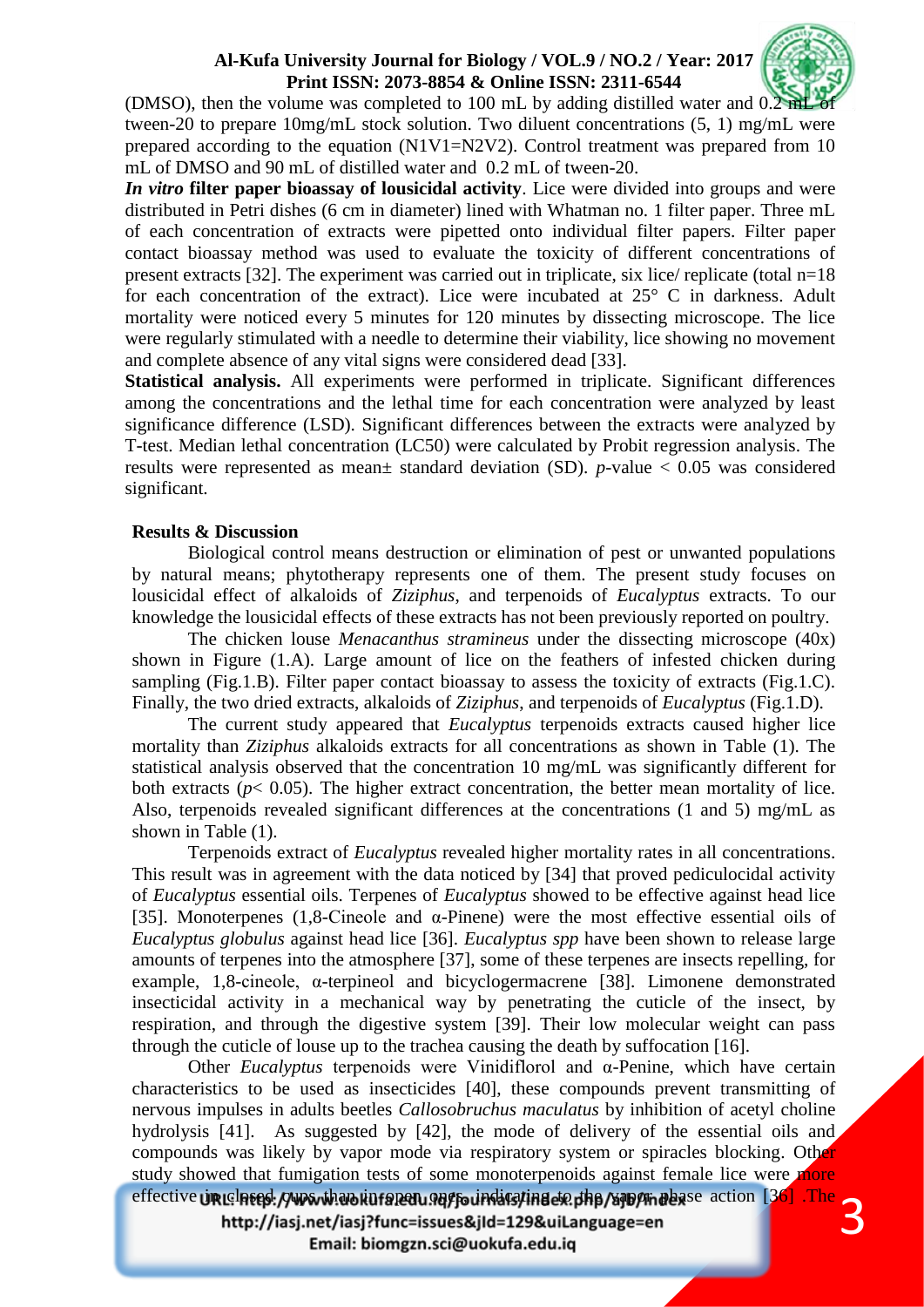(DMSO), then the volume was completed to 100 mL by adding distilled water and 0.2 mL of tween-20 to prepare 10mg/mL stock solution. Two diluent concentrations (5, 1) mg/mL were prepared according to the equation (N1V1=N2V2). Control treatment was prepared from 10 mL of DMSO and 90 mL of distilled water and 0.2 mL of tween-20.

***In vitro* filter paper bioassay of lousicidal activity**. Lice were divided into groups and were distributed in Petri dishes (6 cm in diameter) lined with Whatman no. 1 filter paper. Three mL of each concentration of extracts were pipetted onto individual filter papers. Filter paper contact bioassay method was used to evaluate the toxicity of different concentrations of present extracts [32]. The experiment was carried out in triplicate, six lice/ replicate (total n=18 for each concentration of the extract). Lice were incubated at 25° C in darkness. Adult mortality were noticed every 5 minutes for 120 minutes by dissecting microscope. The lice were regularly stimulated with a needle to determine their viability, lice showing no movement and complete absence of any vital signs were considered dead [33].

**Statistical analysis.** All experiments were performed in triplicate. Significant differences among the concentrations and the lethal time for each concentration were analyzed by least significance difference (LSD). Significant differences between the extracts were analyzed by T-test. Median lethal concentration (LC50) were calculated by Probit regression analysis. The results were represented as mean± standard deviation (SD). *p*-value < 0.05 was considered significant.

## Results & Discussion

Biological control means destruction or elimination of pest or unwanted populations by natural means; phytotherapy represents one of them. The present study focuses on lousicidal effect of alkaloids of *Ziziphus*, and terpenoids of *Eucalyptus* extracts. To our knowledge the lousicidal effects of these extracts has not been previously reported on poultry.

The chicken louse *Menacanthus stramineus* under the dissecting microscope (40x) shown in Figure (1.A). Large amount of lice on the feathers of infested chicken during sampling (Fig.1.B). Filter paper contact bioassay to assess the toxicity of extracts (Fig.1.C). Finally, the two dried extracts, alkaloids of *Ziziphus*, and terpenoids of *Eucalyptus* (Fig.1.D).

The current study appeared that *Eucalyptus* terpenoids extracts caused higher lice mortality than *Ziziphus* alkaloids extracts for all concentrations as shown in Table (1). The statistical analysis observed that the concentration 10 mg/mL was significantly different for both extracts ($p < 0.05$). The higher extract concentration, the better mean mortality of lice. Also, terpenoids revealed significant differences at the concentrations (1 and 5) mg/mL as shown in Table (1).

Terpenoids extract of *Eucalyptus* revealed higher mortality rates in all concentrations. This result was in agreement with the data noticed by [34] that proved pediculocidal activity of *Eucalyptus* essential oils. Terpenes of *Eucalyptus* showed to be effective against head lice [35]. Monoterpenes (1,8-Cineole and α-Pinene) were the most effective essential oils of *Eucalyptus globulus* against head lice [36]. *Eucalyptus spp* have been shown to release large amounts of terpenes into the atmosphere [37], some of these terpenes are insects repelling, for example, 1,8-cineole, α-terpineol and bicyclogermacrene [38]. Limonene demonstrated insecticidal activity in a mechanical way by penetrating the cuticle of the insect, by respiration, and through the digestive system [39]. Their low molecular weight can pass through the cuticle of louse up to the trachea causing the death by suffocation [16].

Other *Eucalyptus* terpenoids were Vinidiflorol and α-Penine, which have certain characteristics to be used as insecticides [40], these compounds prevent transmitting of nervous impulses in adults beetles *Callosobruchus maculatus* by inhibition of acetyl choline hydrolysis [41]. As suggested by [42], the mode of delivery of the essential oils and compounds was likely by vapor mode via respiratory system or spiracles blocking. Other study showed that fumigation tests of some monoterpenoids against female lice were more effective in closed cups than in open ones, indicating to the vapor phase action [36] .The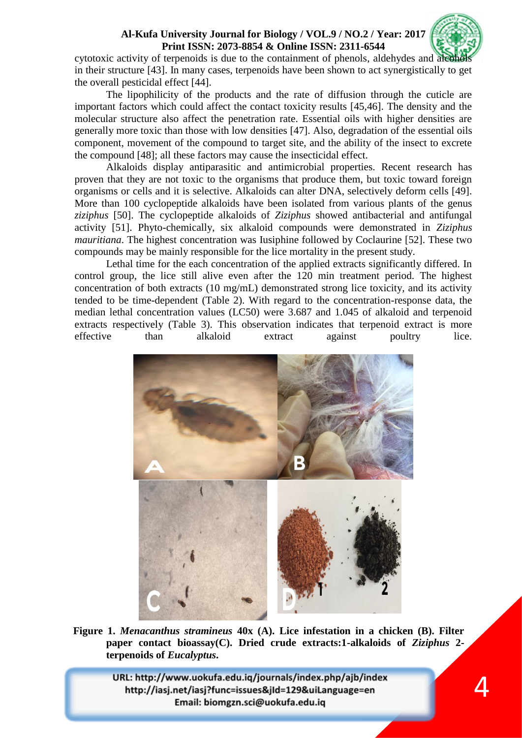cytotoxic activity of terpenoids is due to the containment of phenols, aldehydes and alcohols in their structure [43]. In many cases, terpenoids have been shown to act synergistically to get the overall pesticidal effect [44].

The lipophilicity of the products and the rate of diffusion through the cuticle are important factors which could affect the contact toxicity results [45,46]. The density and the molecular structure also affect the penetration rate. Essential oils with higher densities are generally more toxic than those with low densities [47]. Also, degradation of the essential oils component, movement of the compound to target site, and the ability of the insect to excrete the compound [48]; all these factors may cause the insecticidal effect.

Alkaloids display antiparasitic and antimicrobial properties. Recent research has proven that they are not toxic to the organisms that produce them, but toxic toward foreign organisms or cells and it is selective. Alkaloids can alter DNA, selectively deform cells [49]. More than 100 cyclopeptide alkaloids have been isolated from various plants of the genus *ziziphus* [50]. The cyclopeptide alkaloids of *Ziziphus* showed antibacterial and antifungal activity [51]. Phyto-chemically, six alkaloid compounds were demonstrated in *Ziziphus mauritiana*. The highest concentration was Iusiphine followed by Coclaurine [52]. These two compounds may be mainly responsible for the lice mortality in the present study.

Lethal time for the each concentration of the applied extracts significantly differed. In control group, the lice still alive even after the 120 min treatment period. The highest concentration of both extracts (10 mg/mL) demonstrated strong lice toxicity, and its activity tended to be time-dependent (Table 2). With regard to the concentration-response data, the median lethal concentration values (LC50) were 3.687 and 1.045 of alkaloid and terpenoid extracts respectively (Table 3). This observation indicates that terpenoid extract is more effective than alkaloid extract against poultry lice.

**Figure 1.** ***Menacanthus stramineus*** **40x (A). Lice infestation in a chicken (B). Filter paper contact bioassay(C). Dried crude extracts:1-alkaloids of** ***Ziziphus*** **2-terpenoids of** ***Eucalyptus*****.**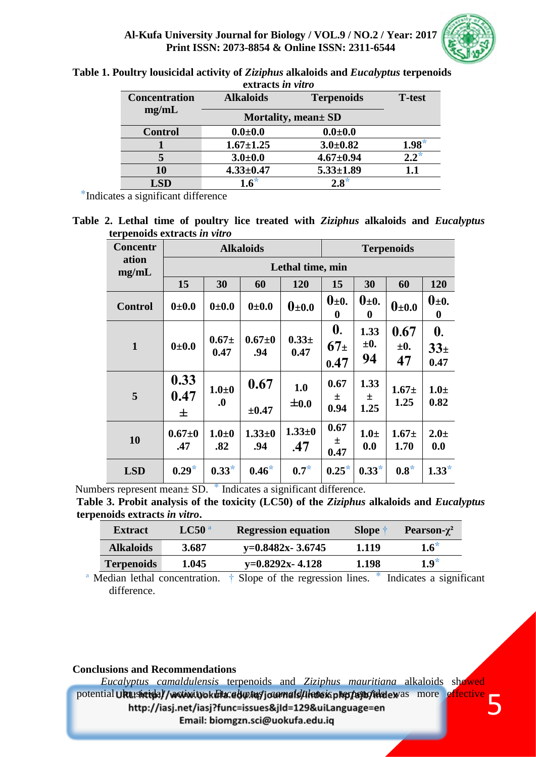**Table 1. Poultry lousicidal activity of *Ziziphus* alkaloids and *Eucalyptus* terpenoids extracts *in vitro***

| Concentration mg/mL | Alkaloids | Terpenoids | T-test |
|---|---|---|---|
| | Mortality, mean± SD | | |
| Control | 0.0±0.0 | 0.0±0.0 | |
| 1 | 1.67±1.25 | 3.0±0.82 | 1.98* |
| 5 | 3.0±0.0 | 4.67±0.94 | 2.2* |
| 10 | 4.33±0.47 | 5.33±1.89 | 1.1 |
| LSD | 1.6* | 2.8* | |

*Indicates a significant difference

**Table 2. Lethal time of poultry lice treated with *Ziziphus* alkaloids and *Eucalyptus* terpenoids extracts *in vitro***

| Concentration mg/mL | Alkaloids | | | | Terpenoids | | | |
|---|---|---|---|---|---|---|---|---|
| | Lethal time, min | | | | | | | |
| | 15 | 30 | 60 | 120 | 15 | 30 | 60 | 120 |
| Control | 0±0.0 | 0±0.0 | 0±0.0 | 0±0.0 | 0±0.0 | 0±0.0 | 0±0.0 | 0±0.0 |
| 1 | 0±0.0 | 0.67±0.47 | 0.67±0.94 | 0.33±0.47 | 0.67±0.47 | 1.33±0.94 | 0.67±0.47 | 0.33±0.47 |
| 5 | 0.33 0.47 ± | 1.0±0.0 | 0.67 ±0.47 | 1.0 ±0.0 | 0.67 ± 0.94 | 1.33 ± 1.25 | 1.67±1.25 | 1.0±0.82 |
| 10 | 0.67±0.47 | 1.0±0.82 | 1.33±0.94 | 1.33±0.47 | 0.67 ± 0.47 | 1.0±0.0 | 1.67±1.70 | 2.0±0.0 |
| LSD | 0.29* | 0.33* | 0.46* | 0.7* | 0.25* | 0.33* | 0.8* | 1.33* |

Numbers represent mean± SD. * Indicates a significant difference.

**Table 3. Probit analysis of the toxicity (LC50) of the *Ziziphus* alkaloids and *Eucalyptus* terpenoids extracts *in vitro*.**

| Extract | LC50 [a] | Regression equation | Slope † | Pearson-$\chi^2$ |
|---|---|---|---|---|
| Alkaloids | 3.687 | y=0.8482x- 3.6745 | 1.119 | 1.6* |
| Terpenoids | 1.045 | y=0.8292x- 4.128 | 1.198 | 1.9* |

[a] Median lethal concentration. † Slope of the regression lines. * Indicates a significant difference.

## Conclusions and Recommendations

*Eucalyptus camaldulensis* terpenoids and *Ziziphus mauritiana* alkaloids showed potential lousicidal activity. *Eucalyptus camaldulensis* terpenoids was more effective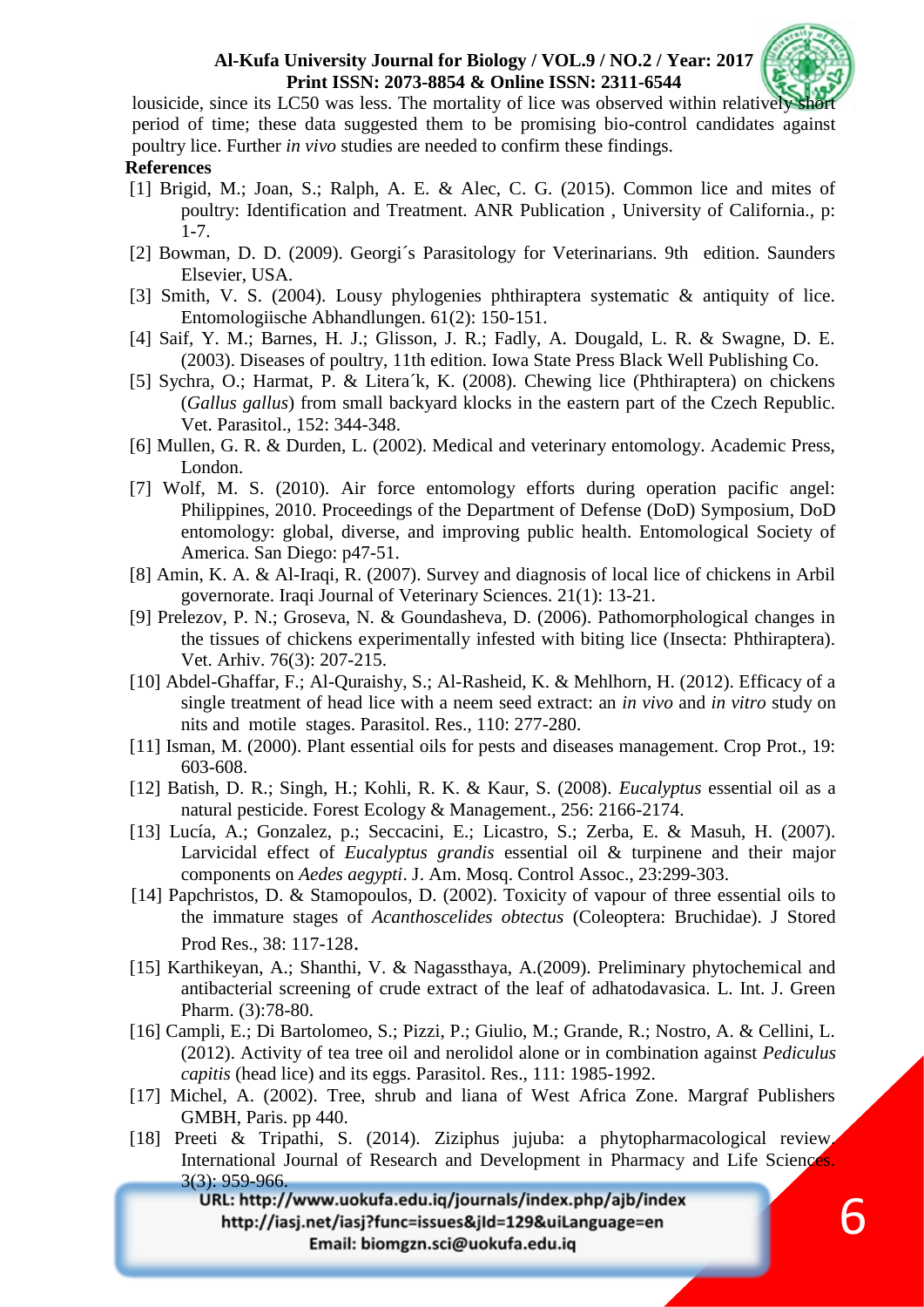lousicide, since its LC50 was less. The mortality of lice was observed within relatively short period of time; these data suggested them to be promising bio-control candidates against poultry lice. Further *in vivo* studies are needed to confirm these findings.

## References

[1] Brigid, M.; Joan, S.; Ralph, A. E. & Alec, C. G. (2015). Common lice and mites of poultry: Identification and Treatment. ANR Publication , University of California., p: 1-7.

[2] Bowman, D. D. (2009). Georgi´s Parasitology for Veterinarians. 9th edition. Saunders Elsevier, USA.

[3] Smith, V. S. (2004). Lousy phylogenies phthiraptera systematic & antiquity of lice. Entomologiische Abhandlungen. 61(2): 150-151.

[4] Saif, Y. M.; Barnes, H. J.; Glisson, J. R.; Fadly, A. Dougald, L. R. & Swagne, D. E. (2003). Diseases of poultry, 11th edition. Iowa State Press Black Well Publishing Co.

[5] Sychra, O.; Harmat, P. & Litera´k, K. (2008). Chewing lice (Phthiraptera) on chickens (*Gallus gallus*) from small backyard klocks in the eastern part of the Czech Republic. Vet. Parasitol., 152: 344-348.

[6] Mullen, G. R. & Durden, L. (2002). Medical and veterinary entomology. Academic Press, London.

[7] Wolf, M. S. (2010). Air force entomology efforts during operation pacific angel: Philippines, 2010. Proceedings of the Department of Defense (DoD) Symposium, DoD entomology: global, diverse, and improving public health. Entomological Society of America. San Diego: p47-51.

[8] Amin, K. A. & Al-Iraqi, R. (2007). Survey and diagnosis of local lice of chickens in Arbil governorate. Iraqi Journal of Veterinary Sciences. 21(1): 13-21.

[9] Prelezov, P. N.; Groseva, N. & Goundasheva, D. (2006). Pathomorphological changes in the tissues of chickens experimentally infested with biting lice (Insecta: Phthiraptera). Vet. Arhiv. 76(3): 207-215.

[10] Abdel-Ghaffar, F.; Al-Quraishy, S.; Al-Rasheid, K. & Mehlhorn, H. (2012). Efficacy of a single treatment of head lice with a neem seed extract: an *in vivo* and *in vitro* study on nits and motile stages. Parasitol. Res., 110: 277-280.

[11] Isman, M. (2000). Plant essential oils for pests and diseases management. Crop Prot., 19: 603-608.

[12] Batish, D. R.; Singh, H.; Kohli, R. K. & Kaur, S. (2008). *Eucalyptus* essential oil as a natural pesticide. Forest Ecology & Management., 256: 2166-2174.

[13] Lucía, A.; Gonzalez, p.; Seccacini, E.; Licastro, S.; Zerba, E. & Masuh, H. (2007). Larvicidal effect of *Eucalyptus grandis* essential oil & turpinene and their major components on *Aedes aegypti*. J. Am. Mosq. Control Assoc., 23:299-303.

[14] Papchristos, D. & Stamopoulos, D. (2002). Toxicity of vapour of three essential oils to the immature stages of *Acanthoscelides obtectus* (Coleoptera: Bruchidae). J Stored Prod Res., 38: 117-128.

[15] Karthikeyan, A.; Shanthi, V. & Nagassthaya, A.(2009). Preliminary phytochemical and antibacterial screening of crude extract of the leaf of adhatodavasica. L. Int. J. Green Pharm. (3):78-80.

[16] Campli, E.; Di Bartolomeo, S.; Pizzi, P.; Giulio, M.; Grande, R.; Nostro, A. & Cellini, L. (2012). Activity of tea tree oil and nerolidol alone or in combination against *Pediculus capitis* (head lice) and its eggs. Parasitol. Res., 111: 1985-1992.

[17] Michel, A. (2002). Tree, shrub and liana of West Africa Zone. Margraf Publishers GMBH, Paris. pp 440.

[18] Preeti & Tripathi, S. (2014). Ziziphus jujuba: a phytopharmacological review. International Journal of Research and Development in Pharmacy and Life Sciences. 3(3): 959-966.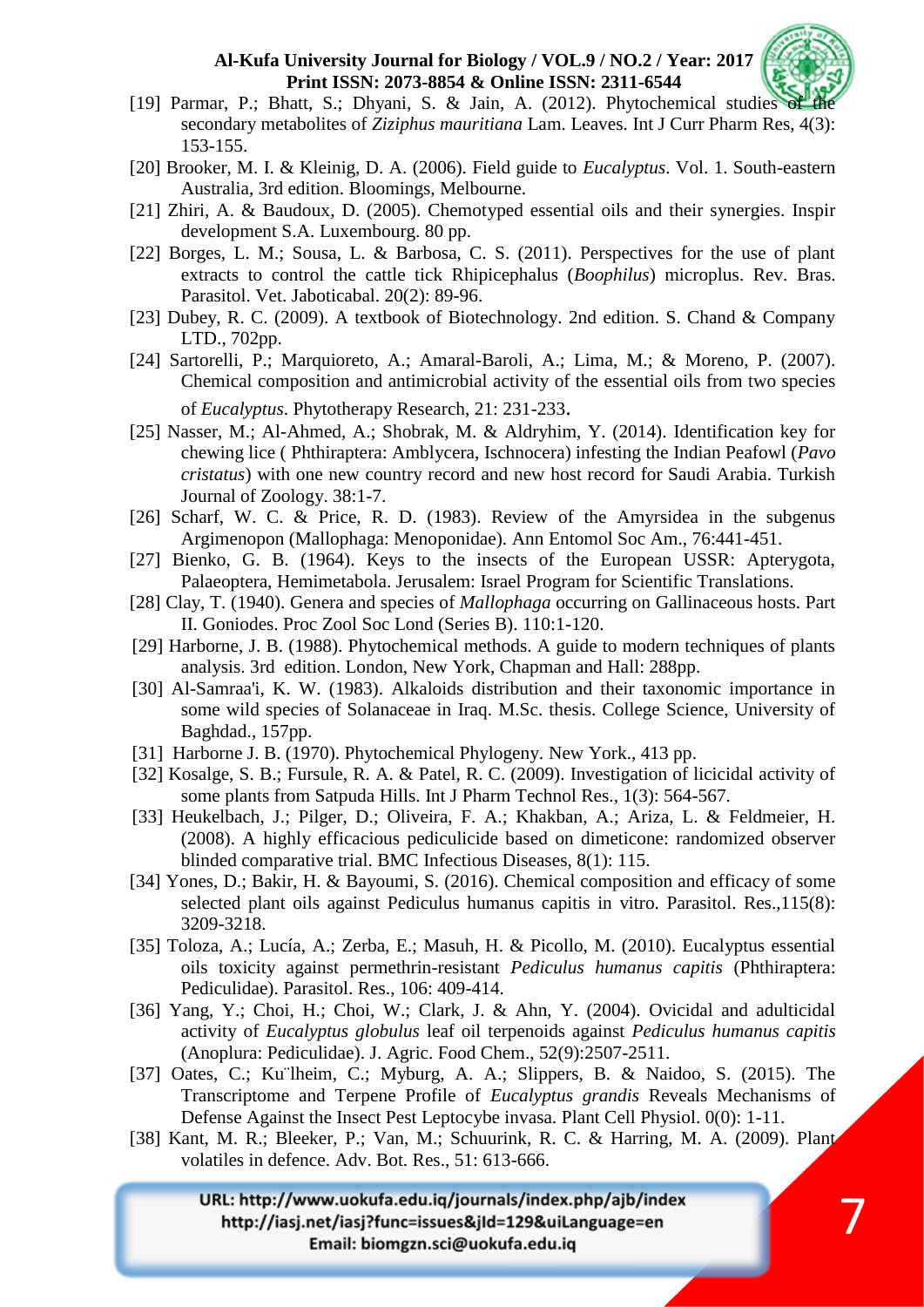[19] Parmar, P.; Bhatt, S.; Dhyani, S. & Jain, A. (2012). Phytochemical studies of the secondary metabolites of *Ziziphus mauritiana* Lam. Leaves. Int J Curr Pharm Res, 4(3): 153-155.

[20] Brooker, M. I. & Kleinig, D. A. (2006). Field guide to *Eucalyptus*. Vol. 1. South-eastern Australia, 3rd edition. Bloomings, Melbourne.

[21] Zhiri, A. & Baudoux, D. (2005). Chemotyped essential oils and their synergies. Inspir development S.A. Luxembourg. 80 pp.

[22] Borges, L. M.; Sousa, L. & Barbosa, C. S. (2011). Perspectives for the use of plant extracts to control the cattle tick Rhipicephalus (*Boophilus*) microplus. Rev. Bras. Parasitol. Vet. Jaboticabal. 20(2): 89-96.

[23] Dubey, R. C. (2009). A textbook of Biotechnology. 2nd edition. S. Chand & Company LTD., 702pp.

[24] Sartorelli, P.; Marquioreto, A.; Amaral-Baroli, A.; Lima, M.; & Moreno, P. (2007). Chemical composition and antimicrobial activity of the essential oils from two species of *Eucalyptus*. Phytotherapy Research, 21: 231-233.

[25] Nasser, M.; Al-Ahmed, A.; Shobrak, M. & Aldryhim, Y. (2014). Identification key for chewing lice ( Phthiraptera: Amblycera, Ischnocera) infesting the Indian Peafowl (*Pavo cristatus*) with one new country record and new host record for Saudi Arabia. Turkish Journal of Zoology. 38:1-7.

[26] Scharf, W. C. & Price, R. D. (1983). Review of the Amyrsidea in the subgenus Argimenopon (Mallophaga: Menoponidae). Ann Entomol Soc Am., 76:441-451.

[27] Bienko, G. B. (1964). Keys to the insects of the European USSR: Apterygota, Palaeoptera, Hemimetabola. Jerusalem: Israel Program for Scientific Translations.

[28] Clay, T. (1940). Genera and species of *Mallophaga* occurring on Gallinaceous hosts. Part II. Goniodes. Proc Zool Soc Lond (Series B). 110:1-120.

[29] Harborne, J. B. (1988). Phytochemical methods. A guide to modern techniques of plants analysis. 3rd edition. London, New York, Chapman and Hall: 288pp.

[30] Al-Samraa'i, K. W. (1983). Alkaloids distribution and their taxonomic importance in some wild species of Solanaceae in Iraq. M.Sc. thesis. College Science, University of Baghdad., 157pp.

[31] Harborne J. B. (1970). Phytochemical Phylogeny. New York., 413 pp.

[32] Kosalge, S. B.; Fursule, R. A. & Patel, R. C. (2009). Investigation of licicidal activity of some plants from Satpuda Hills. Int J Pharm Technol Res., 1(3): 564-567.

[33] Heukelbach, J.; Pilger, D.; Oliveira, F. A.; Khakban, A.; Ariza, L. & Feldmeier, H. (2008). A highly efficacious pediculicide based on dimeticone: randomized observer blinded comparative trial. BMC Infectious Diseases, 8(1): 115.

[34] Yones, D.; Bakir, H. & Bayoumi, S. (2016). Chemical composition and efficacy of some selected plant oils against Pediculus humanus capitis in vitro. Parasitol. Res.,115(8): 3209-3218.

[35] Toloza, A.; Lucía, A.; Zerba, E.; Masuh, H. & Picollo, M. (2010). Eucalyptus essential oils toxicity against permethrin-resistant *Pediculus humanus capitis* (Phthiraptera: Pediculidae). Parasitol. Res., 106: 409-414.

[36] Yang, Y.; Choi, H.; Choi, W.; Clark, J. & Ahn, Y. (2004). Ovicidal and adulticidal activity of *Eucalyptus globulus* leaf oil terpenoids against *Pediculus humanus capitis* (Anoplura: Pediculidae). J. Agric. Food Chem., 52(9):2507-2511.

[37] Oates, C.; Ku¨lheim, C.; Myburg, A. A.; Slippers, B. & Naidoo, S. (2015). The Transcriptome and Terpene Profile of *Eucalyptus grandis* Reveals Mechanisms of Defense Against the Insect Pest Leptocybe invasa. Plant Cell Physiol. 0(0): 1-11.

[38] Kant, M. R.; Bleeker, P.; Van, M.; Schuurink, R. C. & Harring, M. A. (2009). Plant volatiles in defence. Adv. Bot. Res., 51: 613-666.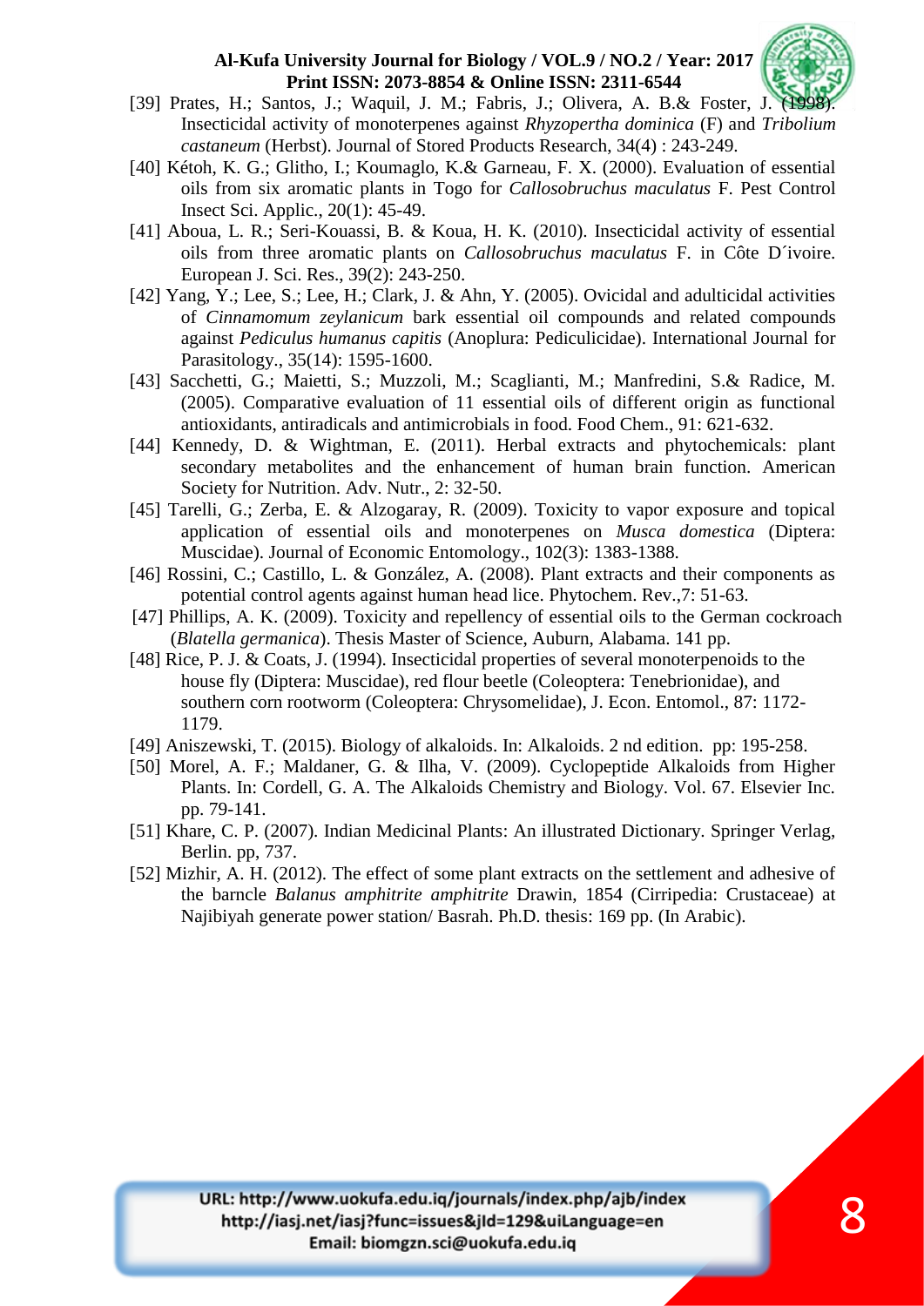[39] Prates, H.; Santos, J.; Waquil, J. M.; Fabris, J.; Olivera, A. B.& Foster, J. (1998). Insecticidal activity of monoterpenes against *Rhyzopertha dominica* (F) and *Tribolium castaneum* (Herbst). Journal of Stored Products Research, 34(4) : 243-249.

[40] Kétoh, K. G.; Glitho, I.; Koumaglo, K.& Garneau, F. X. (2000). Evaluation of essential oils from six aromatic plants in Togo for *Callosobruchus maculatus* F. Pest Control Insect Sci. Applic., 20(1): 45-49.

[41] Aboua, L. R.; Seri-Kouassi, B. & Koua, H. K. (2010). Insecticidal activity of essential oils from three aromatic plants on *Callosobruchus maculatus* F. in Côte D´ivoire. European J. Sci. Res., 39(2): 243-250.

[42] Yang, Y.; Lee, S.; Lee, H.; Clark, J. & Ahn, Y. (2005). Ovicidal and adulticidal activities of *Cinnamomum zeylanicum* bark essential oil compounds and related compounds against *Pediculus humanus capitis* (Anoplura: Pediculicidae). International Journal for Parasitology., 35(14): 1595-1600.

[43] Sacchetti, G.; Maietti, S.; Muzzoli, M.; Scaglianti, M.; Manfredini, S.& Radice, M. (2005). Comparative evaluation of 11 essential oils of different origin as functional antioxidants, antiradicals and antimicrobials in food. Food Chem., 91: 621-632.

[44] Kennedy, D. & Wightman, E. (2011). Herbal extracts and phytochemicals: plant secondary metabolites and the enhancement of human brain function. American Society for Nutrition. Adv. Nutr., 2: 32-50.

[45] Tarelli, G.; Zerba, E. & Alzogaray, R. (2009). Toxicity to vapor exposure and topical application of essential oils and monoterpenes on *Musca domestica* (Diptera: Muscidae). Journal of Economic Entomology., 102(3): 1383-1388.

[46] Rossini, C.; Castillo, L. & González, A. (2008). Plant extracts and their components as potential control agents against human head lice. Phytochem. Rev.,7: 51-63.

[47] Phillips, A. K. (2009). Toxicity and repellency of essential oils to the German cockroach (*Blatella germanica*). Thesis Master of Science, Auburn, Alabama. 141 pp.

[48] Rice, P. J. & Coats, J. (1994). Insecticidal properties of several monoterpenoids to the house fly (Diptera: Muscidae), red flour beetle (Coleoptera: Tenebrionidae), and southern corn rootworm (Coleoptera: Chrysomelidae), J. Econ. Entomol., 87: 1172-1179.

[49] Aniszewski, T. (2015). Biology of alkaloids. In: Alkaloids. 2 nd edition. pp: 195-258.

[50] Morel, A. F.; Maldaner, G. & Ilha, V. (2009). Cyclopeptide Alkaloids from Higher Plants. In: Cordell, G. A. The Alkaloids Chemistry and Biology. Vol. 67. Elsevier Inc. pp. 79-141.

[51] Khare, C. P. (2007). Indian Medicinal Plants: An illustrated Dictionary. Springer Verlag, Berlin. pp, 737.

[52] Mizhir, A. H. (2012). The effect of some plant extracts on the settlement and adhesive of the barncle *Balanus amphitrite amphitrite* Drawin, 1854 (Cirripedia: Crustaceae) at Najibiyah generate power station/ Basrah. Ph.D. thesis: 169 pp. (In Arabic).